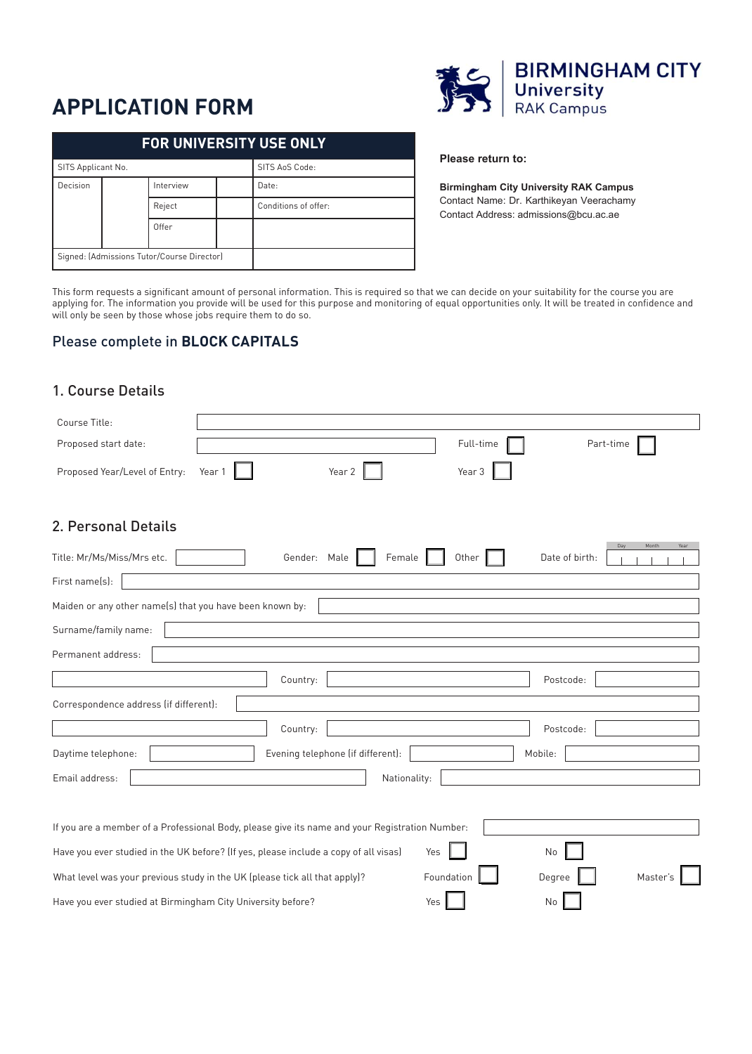# APPLICATION FORM

**BIRMINGHAM CITY University RAK Campus**

| FOR UNIVERSITY USE ONLY | | | | |
|---|---|---|---|---|
| SITS Applicant No. | | | | SITS AoS Code: |
| Decision | | Interview | | Date: |
| | | Reject | | Conditions of offer: |
| | | Offer | | |
| Signed: (Admissions Tutor/Course Director) | | | | |

**Please return to:**

**Birmingham City University RAK Campus**
Contact Name: Dr. Karthikeyan Veerachamy
Contact Address: admissions@bcu.ac.ae

This form requests a significant amount of personal information. This is required so that we can decide on your suitability for the course you are applying for. The information you provide will be used for this purpose and monitoring of equal opportunities only. It will be treated in confidence and will only be seen by those whose jobs require them to do so.

## Please complete in **BLOCK CAPITALS**

## 1. Course Details

Course Title:

Proposed start date: Full-time ☐ Part-time ☐

Proposed Year/Level of Entry: Year 1 ☐ Year 2 ☐ Year 3 ☐

## 2. Personal Details

Title: Mr/Ms/Miss/Mrs etc. Gender: Male ☐ Female ☐ Other ☐ Date of birth: Day Month Year

First name(s):

Maiden or any other name(s) that you have been known by:

Surname/family name:

Permanent address:

Country: Postcode:

Correspondence address (if different):

Country: Postcode:

Daytime telephone: Evening telephone (if different): Mobile:

Email address: Nationality:

If you are a member of a Professional Body, please give its name and your Registration Number:

Have you ever studied in the UK before? (If yes, please include a copy of all visas) Yes ☐ No ☐

What level was your previous study in the UK (please tick all that apply)? Foundation ☐ Degree ☐ Master's ☐

Have you ever studied at Birmingham City University before? Yes ☐ No ☐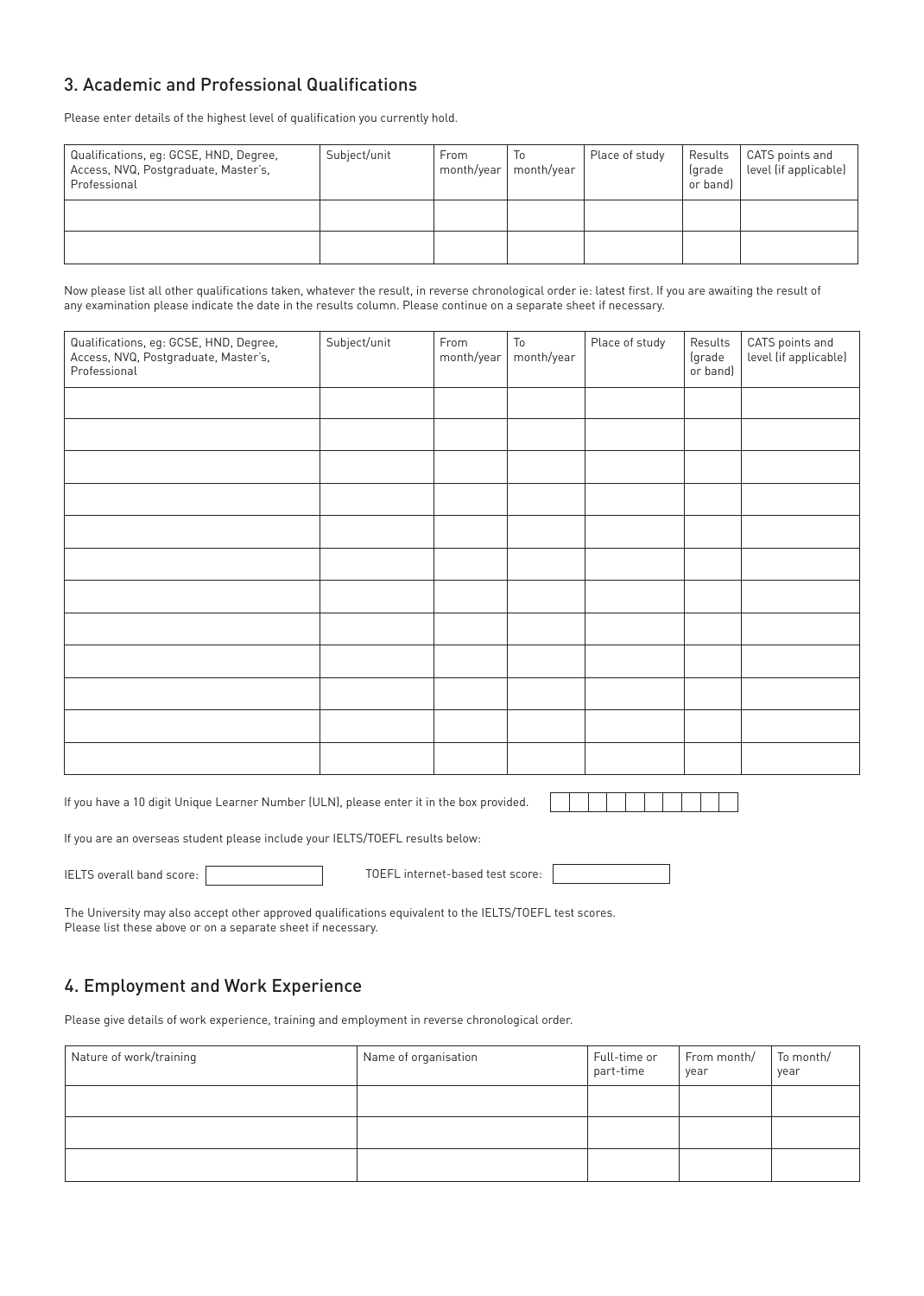## 3. Academic and Professional Qualifications

Please enter details of the highest level of qualification you currently hold.

| Qualifications, eg: GCSE, HND, Degree, Access, NVQ, Postgraduate, Master's, Professional | Subject/unit | From month/year | To month/year | Place of study | Results (grade or band) | CATS points and level (if applicable) |
|---|---|---|---|---|---|---|
| | | | | | | |
| | | | | | | |

Now please list all other qualifications taken, whatever the result, in reverse chronological order ie: latest first. If you are awaiting the result of any examination please indicate the date in the results column. Please continue on a separate sheet if necessary.

| Qualifications, eg: GCSE, HND, Degree, Access, NVQ, Postgraduate, Master's, Professional | Subject/unit | From month/year | To month/year | Place of study | Results (grade or band) | CATS points and level (if applicable) |
|---|---|---|---|---|---|---|
| | | | | | | |
| | | | | | | |
| | | | | | | |
| | | | | | | |
| | | | | | | |
| | | | | | | |
| | | | | | | |
| | | | | | | |
| | | | | | | |
| | | | | | | |
| | | | | | | |
| | | | | | | |

If you have a 10 digit Unique Learner Number (ULN), please enter it in the box provided.

If you are an overseas student please include your IELTS/TOEFL results below:

IELTS overall band score:

TOEFL internet-based test score:

The University may also accept other approved qualifications equivalent to the IELTS/TOEFL test scores.
Please list these above or on a separate sheet if necessary.

## 4. Employment and Work Experience

Please give details of work experience, training and employment in reverse chronological order.

| Nature of work/training | Name of organisation | Full-time or part-time | From month/year | To month/year |
|---|---|---|---|---|
| | | | | |
| | | | | |
| | | | | |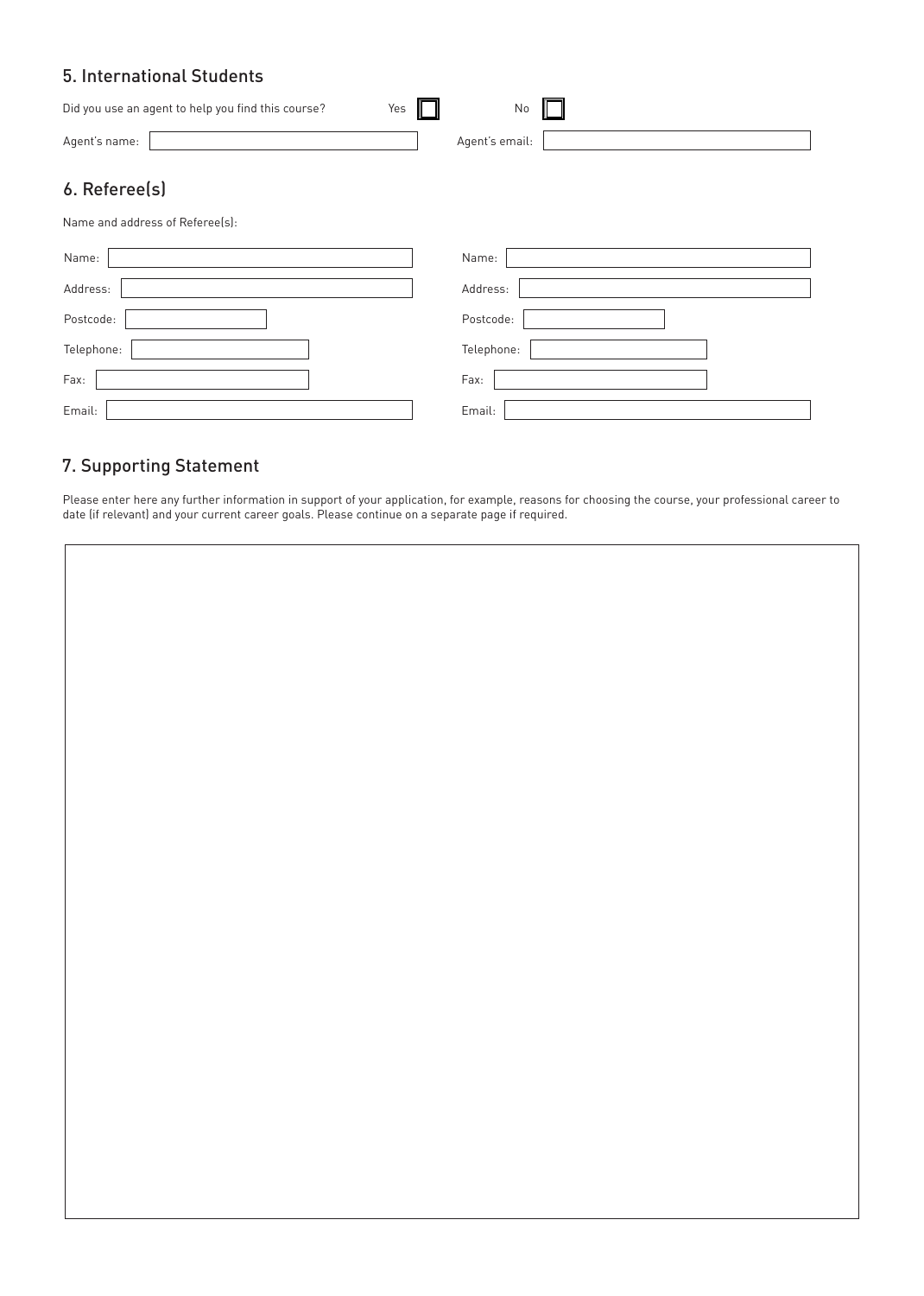## 5. International Students

Did you use an agent to help you find this course? Yes ☐ No ☐

Agent's name: \_\_\_\_\_\_\_\_\_\_ Agent's email: \_\_\_\_\_\_\_\_\_\_

## 6. Referee(s)

Name and address of Referee(s):

| | |
|---|---|
| Name: | Name: |
| Address: | Address: |
| Postcode: | Postcode: |
| Telephone: | Telephone: |
| Fax: | Fax: |
| Email: | Email: |

## 7. Supporting Statement

Please enter here any further information in support of your application, for example, reasons for choosing the course, your professional career to date (if relevant) and your current career goals. Please continue on a separate page if required.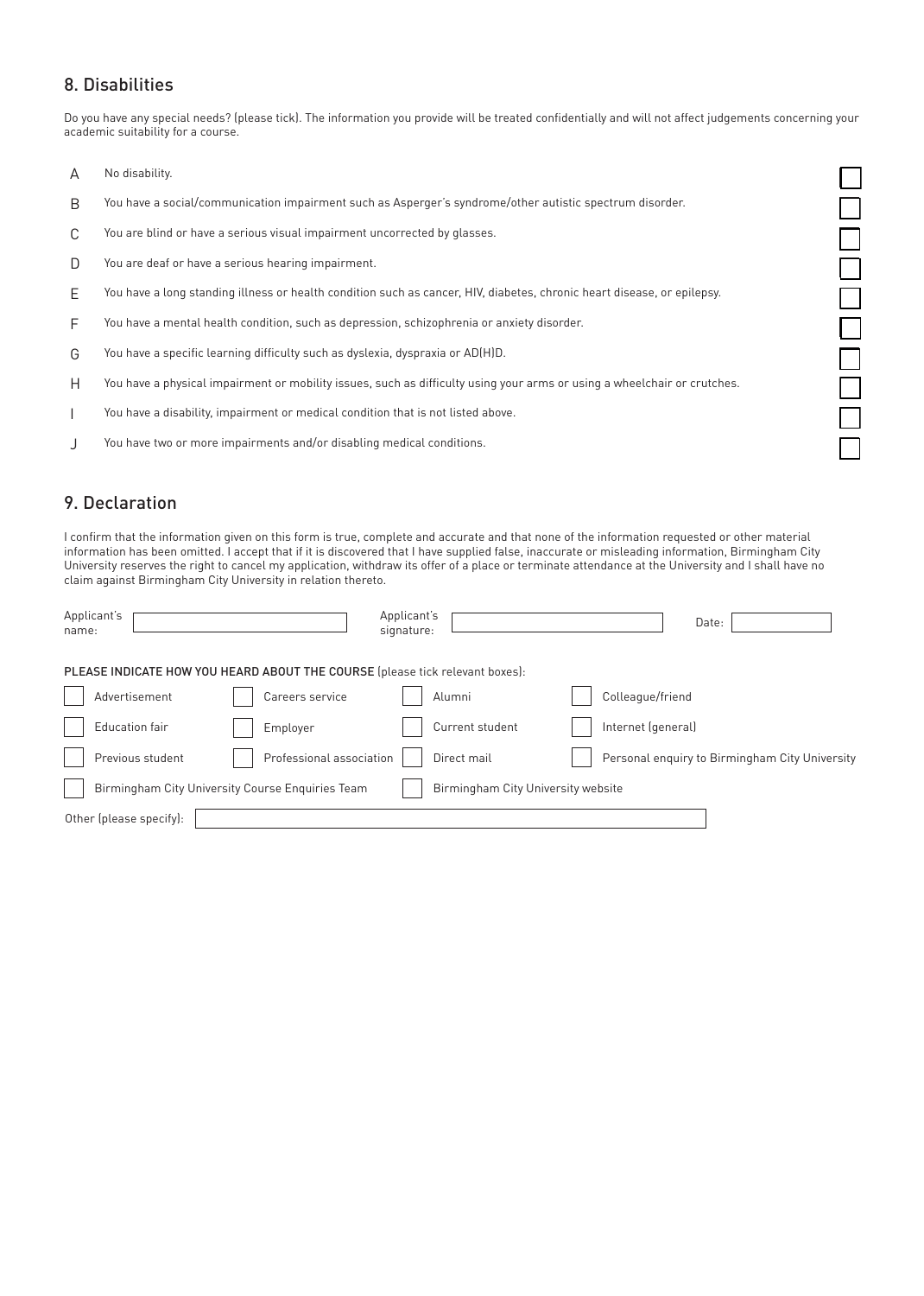## 8. Disabilities

Do you have any special needs? (please tick). The information you provide will be treated confidentially and will not affect judgements concerning your academic suitability for a course.

| | | |
|---|---|---|
| A | No disability. | ☐ |
| B | You have a social/communication impairment such as Asperger's syndrome/other autistic spectrum disorder. | ☐ |
| C | You are blind or have a serious visual impairment uncorrected by glasses. | ☐ |
| D | You are deaf or have a serious hearing impairment. | ☐ |
| E | You have a long standing illness or health condition such as cancer, HIV, diabetes, chronic heart disease, or epilepsy. | ☐ |
| F | You have a mental health condition, such as depression, schizophrenia or anxiety disorder. | ☐ |
| G | You have a specific learning difficulty such as dyslexia, dyspraxia or AD(H)D. | ☐ |
| H | You have a physical impairment or mobility issues, such as difficulty using your arms or using a wheelchair or crutches. | ☐ |
| I | You have a disability, impairment or medical condition that is not listed above. | ☐ |
| J | You have two or more impairments and/or disabling medical conditions. | ☐ |

## 9. Declaration

I confirm that the information given on this form is true, complete and accurate and that none of the information requested or other material information has been omitted. I accept that if it is discovered that I have supplied false, inaccurate or misleading information, Birmingham City University reserves the right to cancel my application, withdraw its offer of a place or terminate attendance at the University and I shall have no claim against Birmingham City University in relation thereto.

Applicant's name: ____________ Applicant's signature: ____________ Date: ____________

**PLEASE INDICATE HOW YOU HEARD ABOUT THE COURSE** (please tick relevant boxes):

| | | | |
|---|---|---|---|
| ☐ Advertisement | ☐ Careers service | ☐ Alumni | ☐ Colleague/friend |
| ☐ Education fair | ☐ Employer | ☐ Current student | ☐ Internet (general) |
| ☐ Previous student | ☐ Professional association | ☐ Direct mail | ☐ Personal enquiry to Birmingham City University |
| ☐ Birmingham City University Course Enquiries Team | | ☐ Birmingham City University website | |

Other (please specify): ____________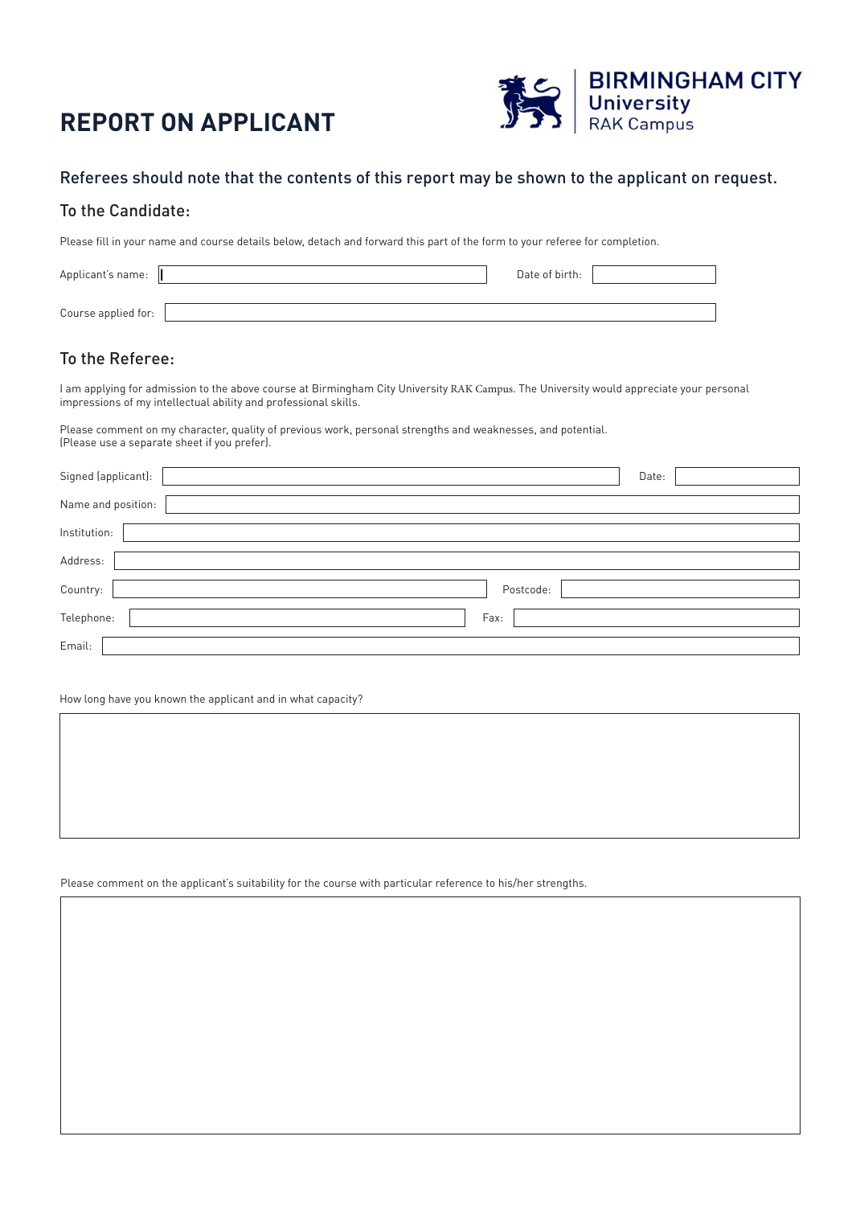# REPORT ON APPLICANT

BIRMINGHAM CITY University RAK Campus

Referees should note that the contents of this report may be shown to the applicant on request.

## To the Candidate:

Please fill in your name and course details below, detach and forward this part of the form to your referee for completion.

Applicant's name: ____________________ Date of birth: ____________

Course applied for: ____________________

## To the Referee:

I am applying for admission to the above course at Birmingham City University RAK Campus. The University would appreciate your personal impressions of my intellectual ability and professional skills.

Please comment on my character, quality of previous work, personal strengths and weaknesses, and potential. (Please use a separate sheet if you prefer).

Signed (applicant): ____________________ Date: ____________

Name and position: ____________________

Institution: ____________________

Address: ____________________

Country: ____________________ Postcode: ____________

Telephone: ____________________ Fax: ____________

Email: ____________________

How long have you known the applicant and in what capacity?

Please comment on the applicant's suitability for the course with particular reference to his/her strengths.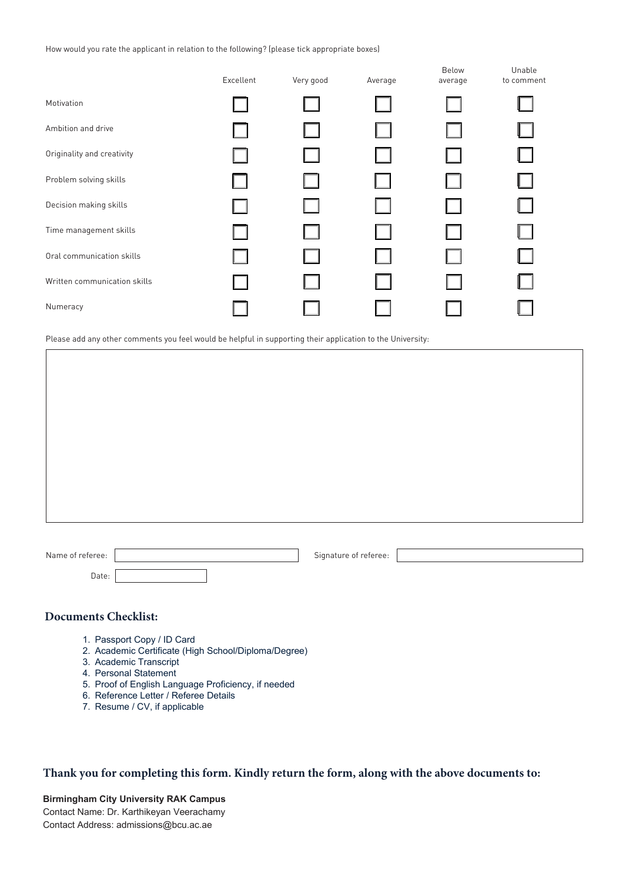How would you rate the applicant in relation to the following? (please tick appropriate boxes)

| | Excellent | Very good | Average | Below average | Unable to comment |
|---|---|---|---|---|---|
| Motivation | ☐ | ☐ | ☐ | ☐ | ☐ |
| Ambition and drive | ☐ | ☐ | ☐ | ☐ | ☐ |
| Originality and creativity | ☐ | ☐ | ☐ | ☐ | ☐ |
| Problem solving skills | ☐ | ☐ | ☐ | ☐ | ☐ |
| Decision making skills | ☐ | ☐ | ☐ | ☐ | ☐ |
| Time management skills | ☐ | ☐ | ☐ | ☐ | ☐ |
| Oral communication skills | ☐ | ☐ | ☐ | ☐ | ☐ |
| Written communication skills | ☐ | ☐ | ☐ | ☐ | ☐ |
| Numeracy | ☐ | ☐ | ☐ | ☐ | ☐ |

Please add any other comments you feel would be helpful in supporting their application to the University:

Name of referee: ____________________ Signature of referee: ____________________

Date: ____________

## Documents Checklist:

1. Passport Copy / ID Card
2. Academic Certificate (High School/Diploma/Degree)
3. Academic Transcript
4. Personal Statement
5. Proof of English Language Proficiency, if needed
6. Reference Letter / Referee Details
7. Resume / CV, if applicable

## Thank you for completing this form. Kindly return the form, along with the above documents to:

**Birmingham City University RAK Campus**
Contact Name: Dr. Karthikeyan Veerachamy
Contact Address: admissions@bcu.ac.ae